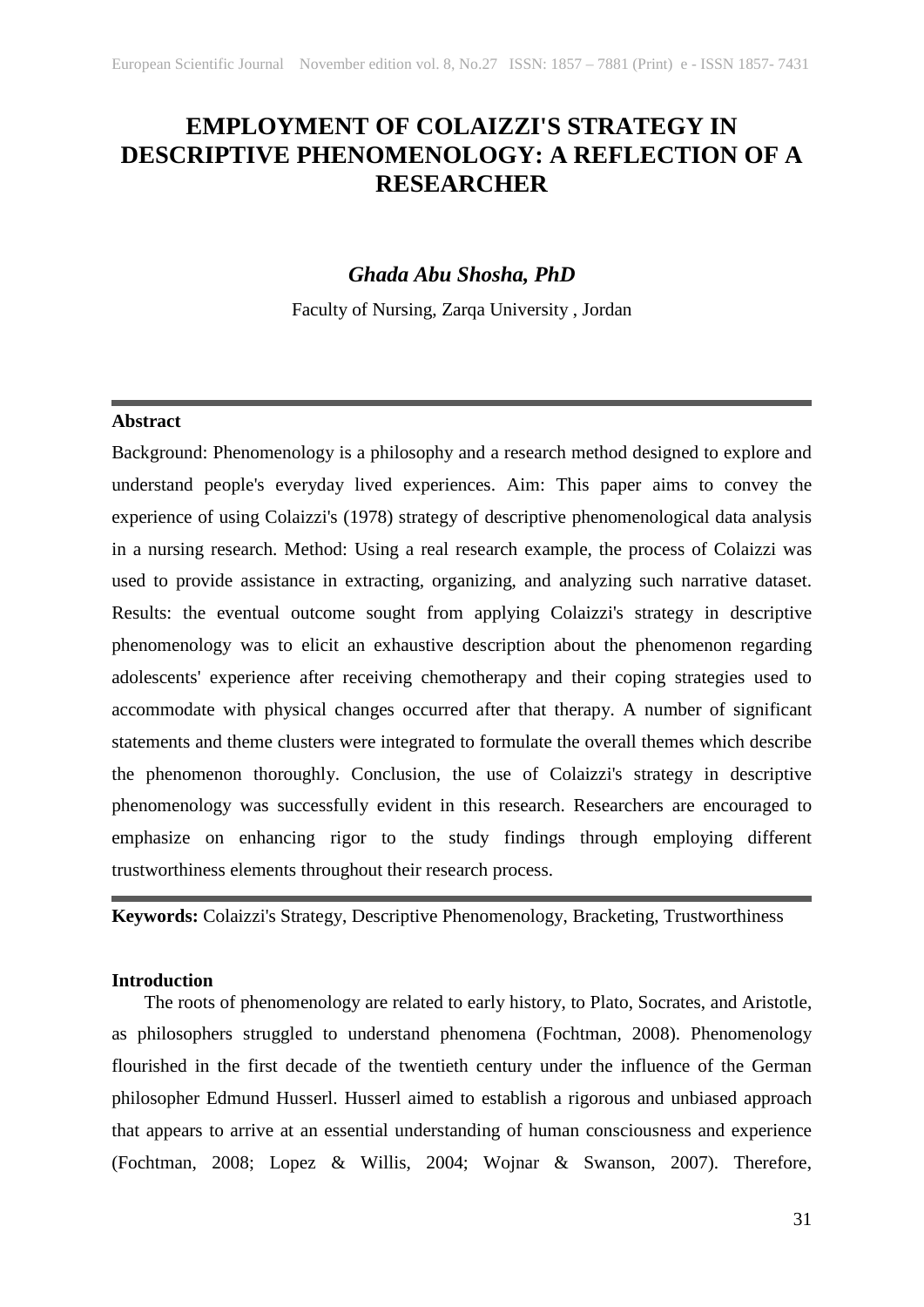# EMPLOYMENT OF COLAIZZI'S STRATEGY IN DESCRIPTIVE PHENOMENOLOGY: A REFLECTION OF A RESEARCHER

***Ghada Abu Shosha, PhD***

Faculty of Nursing, Zarqa University , Jordan

---

**Abstract**

Background: Phenomenology is a philosophy and a research method designed to explore and understand people's everyday lived experiences. Aim: This paper aims to convey the experience of using Colaizzi's (1978) strategy of descriptive phenomenological data analysis in a nursing research. Method: Using a real research example, the process of Colaizzi was used to provide assistance in extracting, organizing, and analyzing such narrative dataset. Results: the eventual outcome sought from applying Colaizzi's strategy in descriptive phenomenology was to elicit an exhaustive description about the phenomenon regarding adolescents' experience after receiving chemotherapy and their coping strategies used to accommodate with physical changes occurred after that therapy. A number of significant statements and theme clusters were integrated to formulate the overall themes which describe the phenomenon thoroughly. Conclusion, the use of Colaizzi's strategy in descriptive phenomenology was successfully evident in this research. Researchers are encouraged to emphasize on enhancing rigor to the study findings through employing different trustworthiness elements throughout their research process.

---

**Keywords:** Colaizzi's Strategy, Descriptive Phenomenology, Bracketing, Trustworthiness

**Introduction**

The roots of phenomenology are related to early history, to Plato, Socrates, and Aristotle, as philosophers struggled to understand phenomena (Fochtman, 2008). Phenomenology flourished in the first decade of the twentieth century under the influence of the German philosopher Edmund Husserl. Husserl aimed to establish a rigorous and unbiased approach that appears to arrive at an essential understanding of human consciousness and experience (Fochtman, 2008; Lopez & Willis, 2004; Wojnar & Swanson, 2007). Therefore,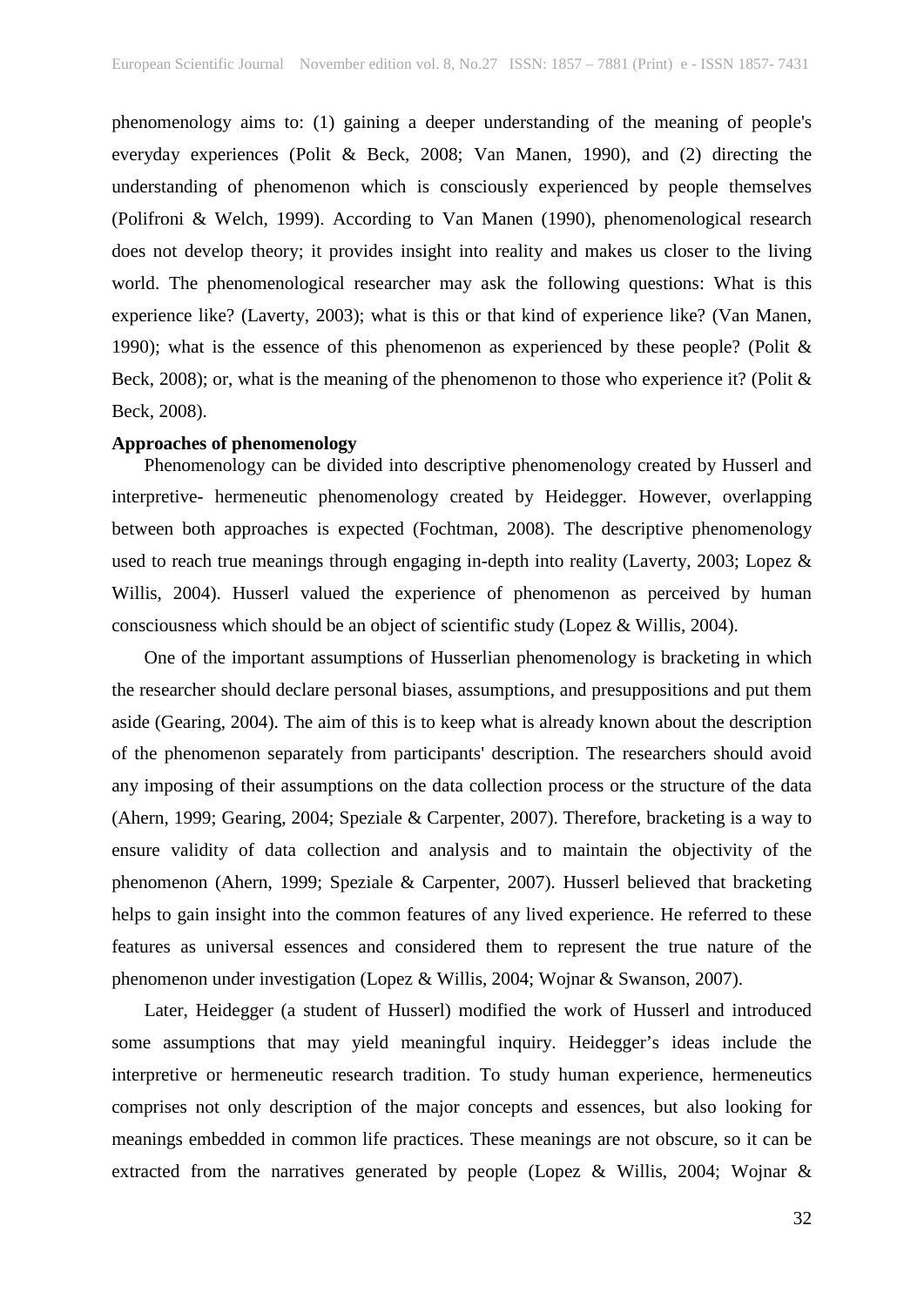phenomenology aims to: (1) gaining a deeper understanding of the meaning of people's everyday experiences (Polit & Beck, 2008; Van Manen, 1990), and (2) directing the understanding of phenomenon which is consciously experienced by people themselves (Polifroni & Welch, 1999). According to Van Manen (1990), phenomenological research does not develop theory; it provides insight into reality and makes us closer to the living world. The phenomenological researcher may ask the following questions: What is this experience like? (Laverty, 2003); what is this or that kind of experience like? (Van Manen, 1990); what is the essence of this phenomenon as experienced by these people? (Polit & Beck, 2008); or, what is the meaning of the phenomenon to those who experience it? (Polit & Beck, 2008).

**Approaches of phenomenology**

Phenomenology can be divided into descriptive phenomenology created by Husserl and interpretive- hermeneutic phenomenology created by Heidegger. However, overlapping between both approaches is expected (Fochtman, 2008). The descriptive phenomenology used to reach true meanings through engaging in-depth into reality (Laverty, 2003; Lopez & Willis, 2004). Husserl valued the experience of phenomenon as perceived by human consciousness which should be an object of scientific study (Lopez & Willis, 2004).

One of the important assumptions of Husserlian phenomenology is bracketing in which the researcher should declare personal biases, assumptions, and presuppositions and put them aside (Gearing, 2004). The aim of this is to keep what is already known about the description of the phenomenon separately from participants' description. The researchers should avoid any imposing of their assumptions on the data collection process or the structure of the data (Ahern, 1999; Gearing, 2004; Speziale & Carpenter, 2007). Therefore, bracketing is a way to ensure validity of data collection and analysis and to maintain the objectivity of the phenomenon (Ahern, 1999; Speziale & Carpenter, 2007). Husserl believed that bracketing helps to gain insight into the common features of any lived experience. He referred to these features as universal essences and considered them to represent the true nature of the phenomenon under investigation (Lopez & Willis, 2004; Wojnar & Swanson, 2007).

Later, Heidegger (a student of Husserl) modified the work of Husserl and introduced some assumptions that may yield meaningful inquiry. Heidegger's ideas include the interpretive or hermeneutic research tradition. To study human experience, hermeneutics comprises not only description of the major concepts and essences, but also looking for meanings embedded in common life practices. These meanings are not obscure, so it can be extracted from the narratives generated by people (Lopez & Willis, 2004; Wojnar &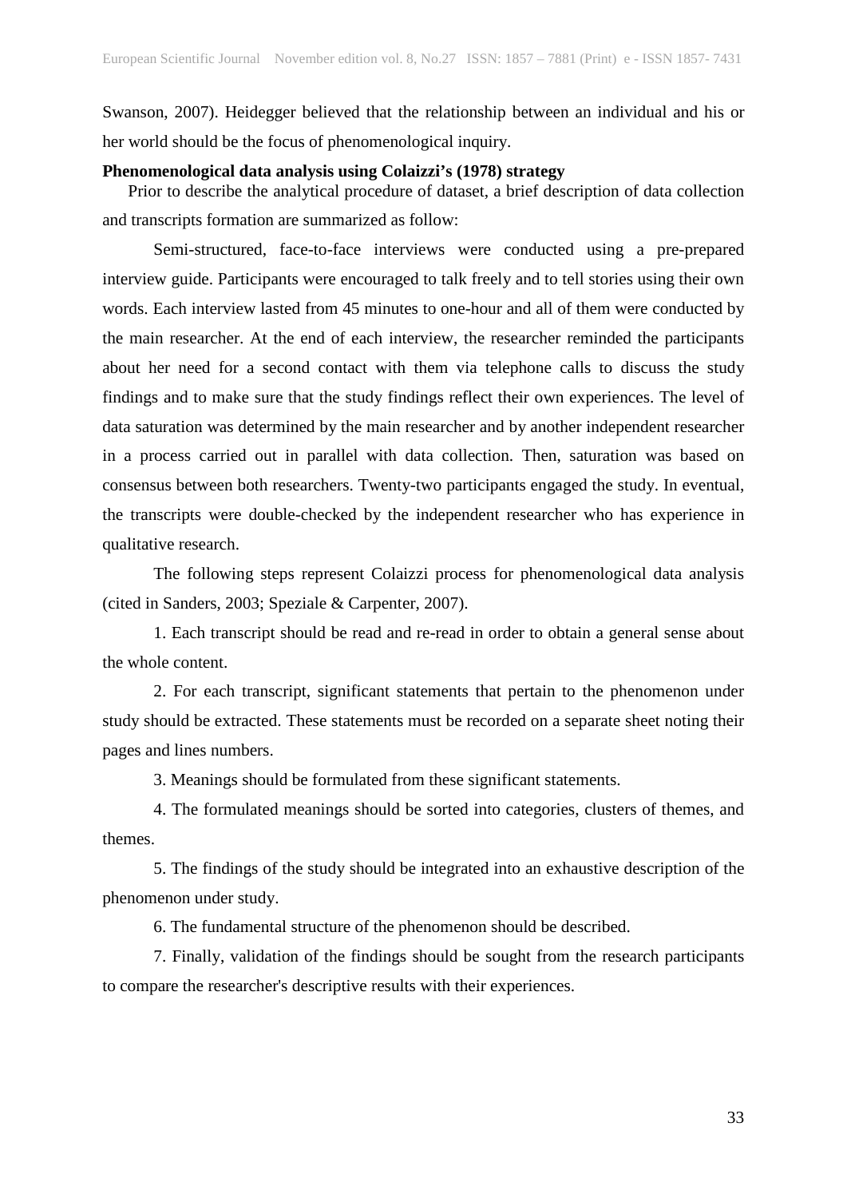Swanson, 2007). Heidegger believed that the relationship between an individual and his or her world should be the focus of phenomenological inquiry.

**Phenomenological data analysis using Colaizzi's (1978) strategy**

Prior to describe the analytical procedure of dataset, a brief description of data collection and transcripts formation are summarized as follow:

Semi-structured, face-to-face interviews were conducted using a pre-prepared interview guide. Participants were encouraged to talk freely and to tell stories using their own words. Each interview lasted from 45 minutes to one-hour and all of them were conducted by the main researcher. At the end of each interview, the researcher reminded the participants about her need for a second contact with them via telephone calls to discuss the study findings and to make sure that the study findings reflect their own experiences. The level of data saturation was determined by the main researcher and by another independent researcher in a process carried out in parallel with data collection. Then, saturation was based on consensus between both researchers. Twenty-two participants engaged the study. In eventual, the transcripts were double-checked by the independent researcher who has experience in qualitative research.

The following steps represent Colaizzi process for phenomenological data analysis (cited in Sanders, 2003; Speziale & Carpenter, 2007).

1. Each transcript should be read and re-read in order to obtain a general sense about the whole content.

2. For each transcript, significant statements that pertain to the phenomenon under study should be extracted. These statements must be recorded on a separate sheet noting their pages and lines numbers.

3. Meanings should be formulated from these significant statements.

4. The formulated meanings should be sorted into categories, clusters of themes, and themes.

5. The findings of the study should be integrated into an exhaustive description of the phenomenon under study.

6. The fundamental structure of the phenomenon should be described.

7. Finally, validation of the findings should be sought from the research participants to compare the researcher's descriptive results with their experiences.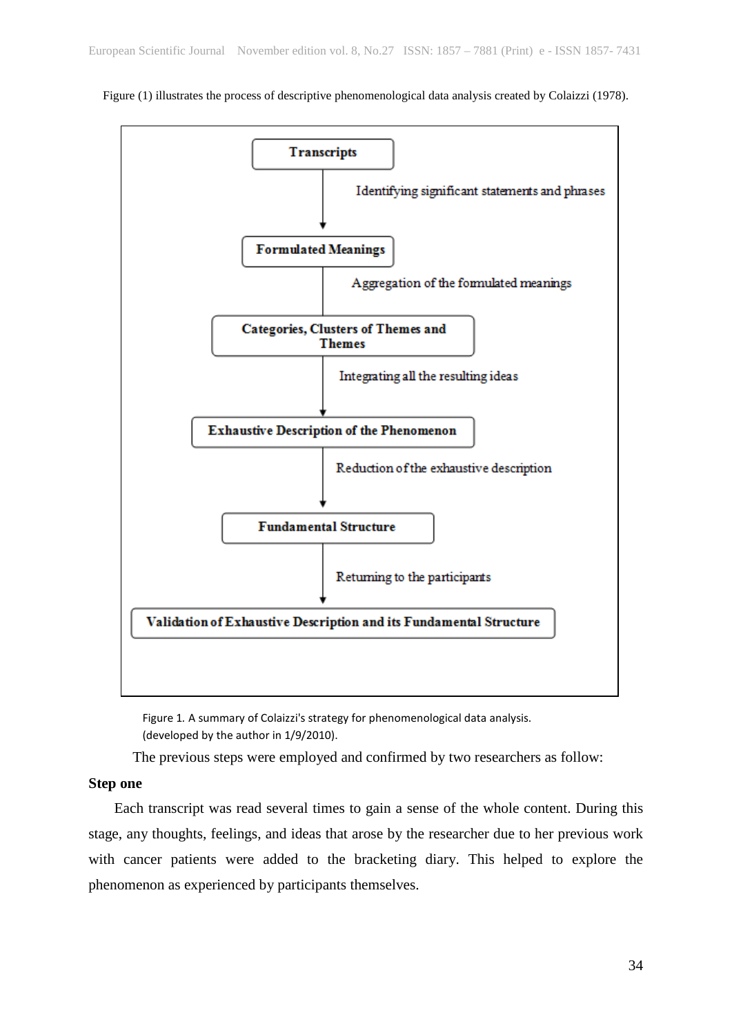Figure (1) illustrates the process of descriptive phenomenological data analysis created by Colaizzi (1978).

```
Transcripts
    | Identifying significant statements and phrases
    v
Formulated Meanings
    | Aggregation of the formulated meanings
    |
Categories, Clusters of Themes and Themes
    | Integrating all the resulting ideas
    v
Exhaustive Description of the Phenomenon
    | Reduction of the exhaustive description
    v
Fundamental Structure
    | Returning to the participants
    v
Validation of Exhaustive Description and its Fundamental Structure
```

Figure 1. A summary of Colaizzi's strategy for phenomenological data analysis. (developed by the author in 1/9/2010).

The previous steps were employed and confirmed by two researchers as follow:

**Step one**

Each transcript was read several times to gain a sense of the whole content. During this stage, any thoughts, feelings, and ideas that arose by the researcher due to her previous work with cancer patients were added to the bracketing diary. This helped to explore the phenomenon as experienced by participants themselves.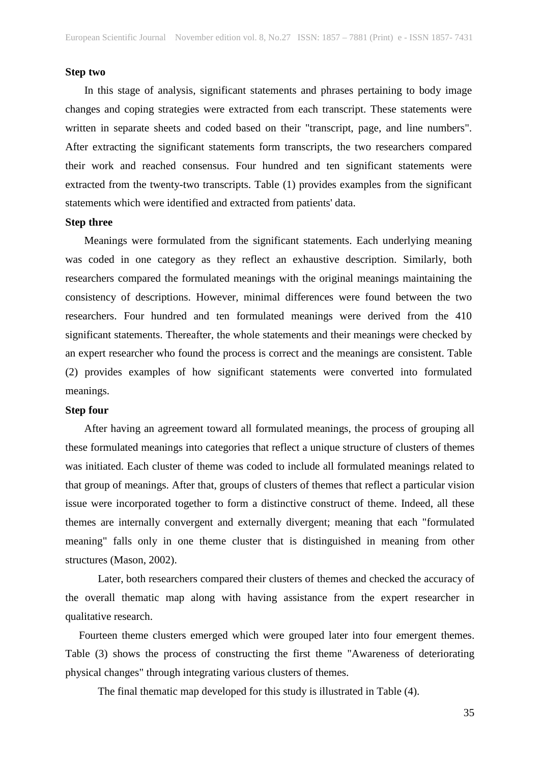**Step two**

In this stage of analysis, significant statements and phrases pertaining to body image changes and coping strategies were extracted from each transcript. These statements were written in separate sheets and coded based on their "transcript, page, and line numbers". After extracting the significant statements form transcripts, the two researchers compared their work and reached consensus. Four hundred and ten significant statements were extracted from the twenty-two transcripts. Table (1) provides examples from the significant statements which were identified and extracted from patients' data.

**Step three**

Meanings were formulated from the significant statements. Each underlying meaning was coded in one category as they reflect an exhaustive description. Similarly, both researchers compared the formulated meanings with the original meanings maintaining the consistency of descriptions. However, minimal differences were found between the two researchers. Four hundred and ten formulated meanings were derived from the 410 significant statements. Thereafter, the whole statements and their meanings were checked by an expert researcher who found the process is correct and the meanings are consistent. Table (2) provides examples of how significant statements were converted into formulated meanings.

**Step four**

After having an agreement toward all formulated meanings, the process of grouping all these formulated meanings into categories that reflect a unique structure of clusters of themes was initiated. Each cluster of theme was coded to include all formulated meanings related to that group of meanings. After that, groups of clusters of themes that reflect a particular vision issue were incorporated together to form a distinctive construct of theme. Indeed, all these themes are internally convergent and externally divergent; meaning that each "formulated meaning" falls only in one theme cluster that is distinguished in meaning from other structures (Mason, 2002).

Later, both researchers compared their clusters of themes and checked the accuracy of the overall thematic map along with having assistance from the expert researcher in qualitative research.

Fourteen theme clusters emerged which were grouped later into four emergent themes. Table (3) shows the process of constructing the first theme "Awareness of deteriorating physical changes" through integrating various clusters of themes.

The final thematic map developed for this study is illustrated in Table (4).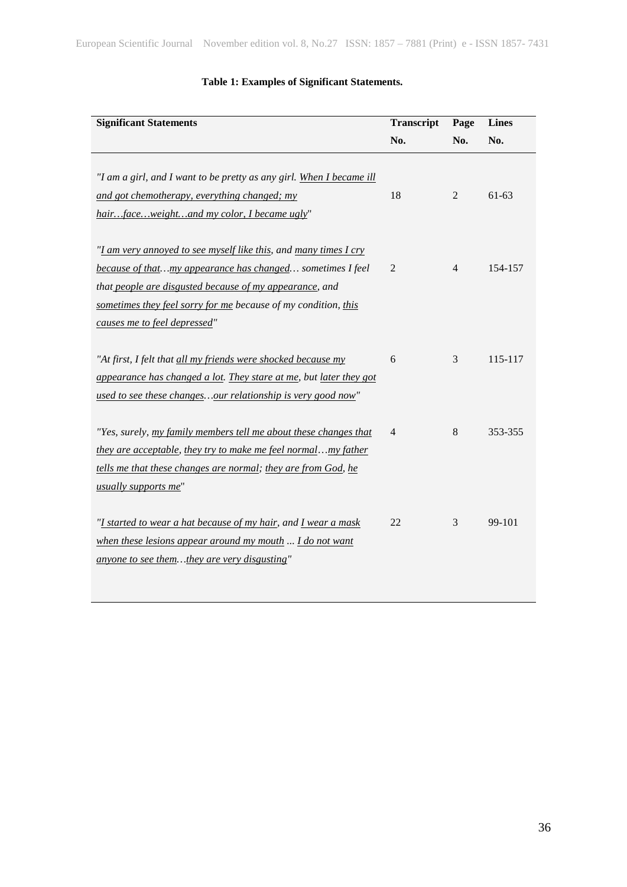**Table 1: Examples of Significant Statements.**

| Significant Statements | Transcript No. | Page No. | Lines No. |
|---|---|---|---|
| *"I am a girl, and I want to be pretty as any girl. <u>When I became ill and got chemotherapy, everything changed; my hair…face…weight…and my color, I became ugly</u>"* | 18 | 2 | 61-63 |
| *"<u>I am very annoyed to see myself like this</u>, and <u>many times I cry because of that</u>…<u>my appearance has changed</u>… sometimes I feel that <u>people are disgusted because of my appearance</u>, and <u>sometimes they feel sorry for me</u> because of my condition, <u>this causes me to feel depressed</u>"* | 2 | 4 | 154-157 |
| *"At first, I felt that <u>all my friends were shocked because my appearance has changed a lot</u>. <u>They stare at me</u>, but <u>later they got used to see these changes</u>…<u>our relationship is very good now</u>"* | 6 | 3 | 115-117 |
| *"Yes, surely, <u>my family members tell me about these changes that they are acceptable</u>, <u>they try to make me feel normal</u>…<u>my father tells me that these changes are normal</u>; <u>they are from God</u>, <u>he usually supports me</u>"* | 4 | 8 | 353-355 |
| *"<u>I started to wear a hat because of my hair</u>, and <u>I wear a mask when these lesions appear around my mouth</u> ... <u>I do not want anyone to see them</u>…<u>they are very disgusting</u>"* | 22 | 3 | 99-101 |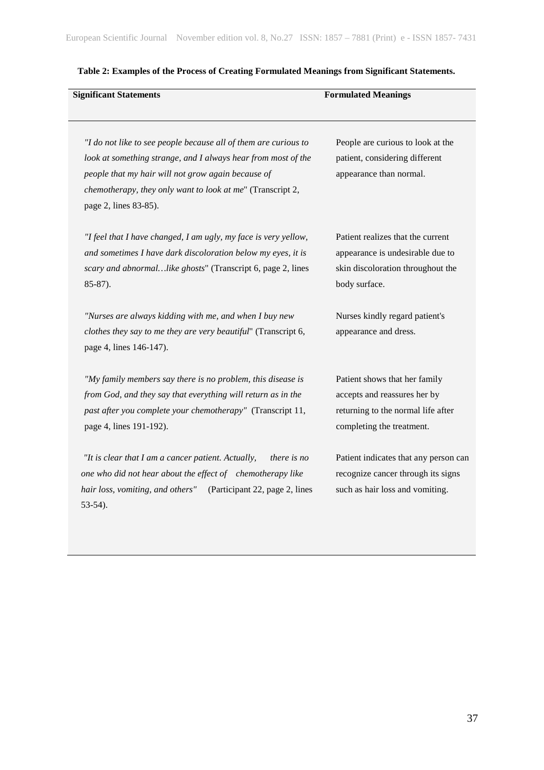**Table 2: Examples of the Process of Creating Formulated Meanings from Significant Statements.**

| Significant Statements | Formulated Meanings |
|---|---|
| *"I do not like to see people because all of them are curious to look at something strange, and I always hear from most of the people that my hair will not grow again because of chemotherapy, they only want to look at me*" (Transcript 2, page 2, lines 83-85). | People are curious to look at the patient, considering different appearance than normal. |
| *"I feel that I have changed, I am ugly, my face is very yellow, and sometimes I have dark discoloration below my eyes, it is scary and abnormal…like ghosts*" (Transcript 6, page 2, lines 85-87). | Patient realizes that the current appearance is undesirable due to skin discoloration throughout the body surface. |
| *"Nurses are always kidding with me, and when I buy new clothes they say to me they are very beautiful*" (Transcript 6, page 4, lines 146-147). | Nurses kindly regard patient's appearance and dress. |
| *"My family members say there is no problem, this disease is from God, and they say that everything will return as in the past after you complete your chemotherapy"* (Transcript 11, page 4, lines 191-192). | Patient shows that her family accepts and reassures her by returning to the normal life after completing the treatment. |
| *"It is clear that I am a cancer patient. Actually, there is no one who did not hear about the effect of chemotherapy like hair loss, vomiting, and others"* (Participant 22, page 2, lines 53-54). | Patient indicates that any person can recognize cancer through its signs such as hair loss and vomiting. |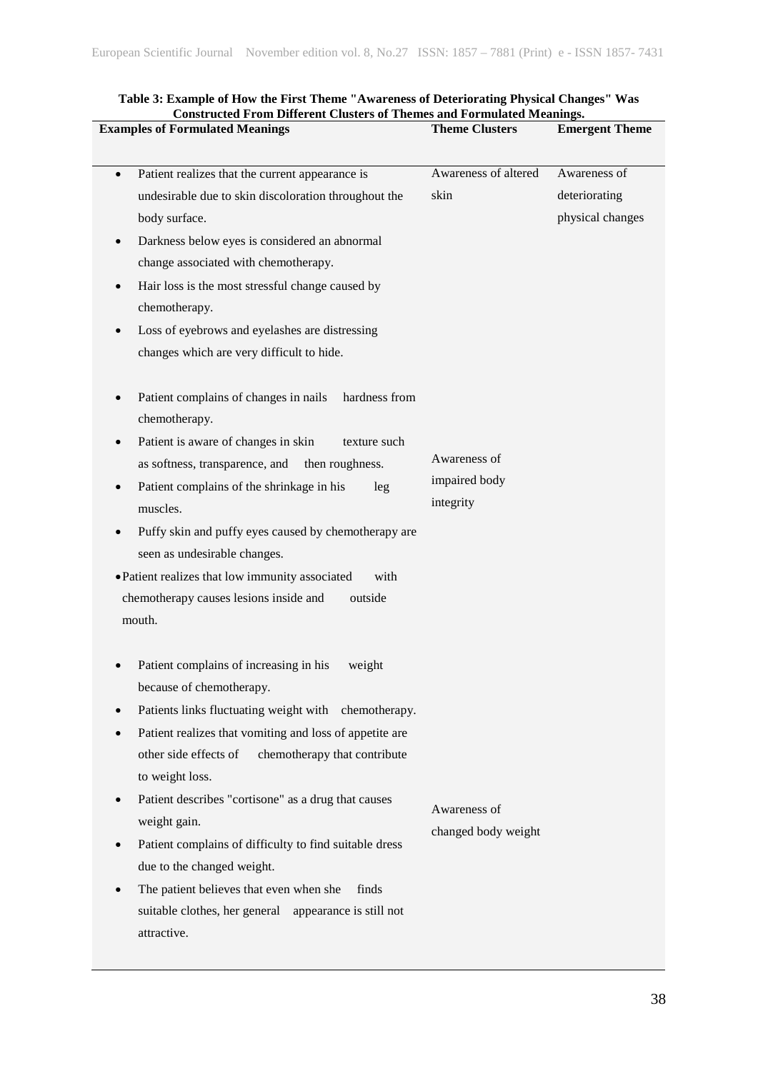**Table 3: Example of How the First Theme "Awareness of Deteriorating Physical Changes" Was Constructed From Different Clusters of Themes and Formulated Meanings.**

| Examples of Formulated Meanings | Theme Clusters | Emergent Theme |
|---|---|---|
| • Patient realizes that the current appearance is undesirable due to skin discoloration throughout the body surface.<br>• Darkness below eyes is considered an abnormal change associated with chemotherapy.<br>• Hair loss is the most stressful change caused by chemotherapy.<br>• Loss of eyebrows and eyelashes are distressing changes which are very difficult to hide. | Awareness of altered skin | Awareness of deteriorating physical changes |
| • Patient complains of changes in nails hardness from chemotherapy.<br>• Patient is aware of changes in skin texture such as softness, transparence, and then roughness.<br>• Patient complains of the shrinkage in his leg muscles.<br>• Puffy skin and puffy eyes caused by chemotherapy are seen as undesirable changes.<br>• Patient realizes that low immunity associated with chemotherapy causes lesions inside and outside mouth. | Awareness of impaired body integrity | |
| • Patient complains of increasing in his weight because of chemotherapy.<br>• Patients links fluctuating weight with chemotherapy.<br>• Patient realizes that vomiting and loss of appetite are other side effects of chemotherapy that contribute to weight loss.<br>• Patient describes "cortisone" as a drug that causes weight gain.<br>• Patient complains of difficulty to find suitable dress due to the changed weight.<br>• The patient believes that even when she finds suitable clothes, her general appearance is still not attractive. | Awareness of changed body weight | |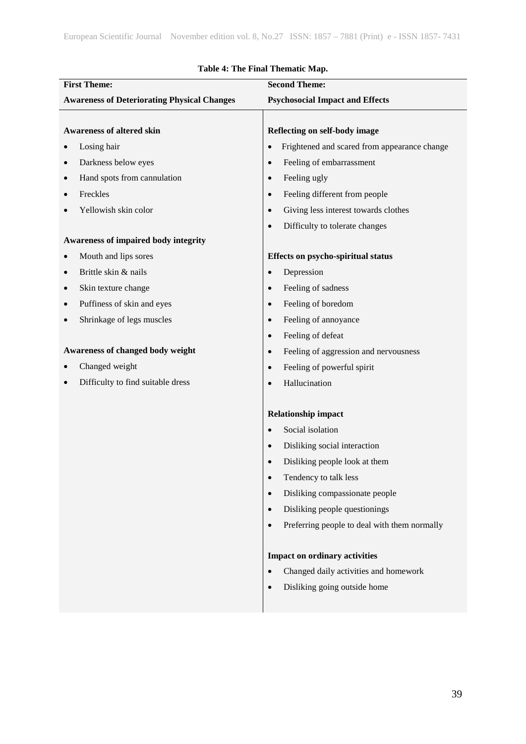**Table 4: The Final Thematic Map.**

| **First Theme:** **Awareness of Deteriorating Physical Changes** | **Second Theme:** **Psychosocial Impact and Effects** |
|---|---|
| **Awareness of altered skin** | **Reflecting on self-body image** |
| • Losing hair | • Frightened and scared from appearance change |
| • Darkness below eyes | • Feeling of embarrassment |
| • Hand spots from cannulation | • Feeling ugly |
| • Freckles | • Feeling different from people |
| • Yellowish skin color | • Giving less interest towards clothes |
| | • Difficulty to tolerate changes |
| **Awareness of impaired body integrity** | |
| • Mouth and lips sores | **Effects on psycho-spiritual status** |
| • Brittle skin & nails | • Depression |
| • Skin texture change | • Feeling of sadness |
| • Puffiness of skin and eyes | • Feeling of boredom |
| • Shrinkage of legs muscles | • Feeling of annoyance |
| | • Feeling of defeat |
| **Awareness of changed body weight** | • Feeling of aggression and nervousness |
| • Changed weight | • Feeling of powerful spirit |
| • Difficulty to find suitable dress | • Hallucination |
| | |
| | **Relationship impact** |
| | • Social isolation |
| | • Disliking social interaction |
| | • Disliking people look at them |
| | • Tendency to talk less |
| | • Disliking compassionate people |
| | • Disliking people questionings |
| | • Preferring people to deal with them normally |
| | |
| | **Impact on ordinary activities** |
| | • Changed daily activities and homework |
| | • Disliking going outside home |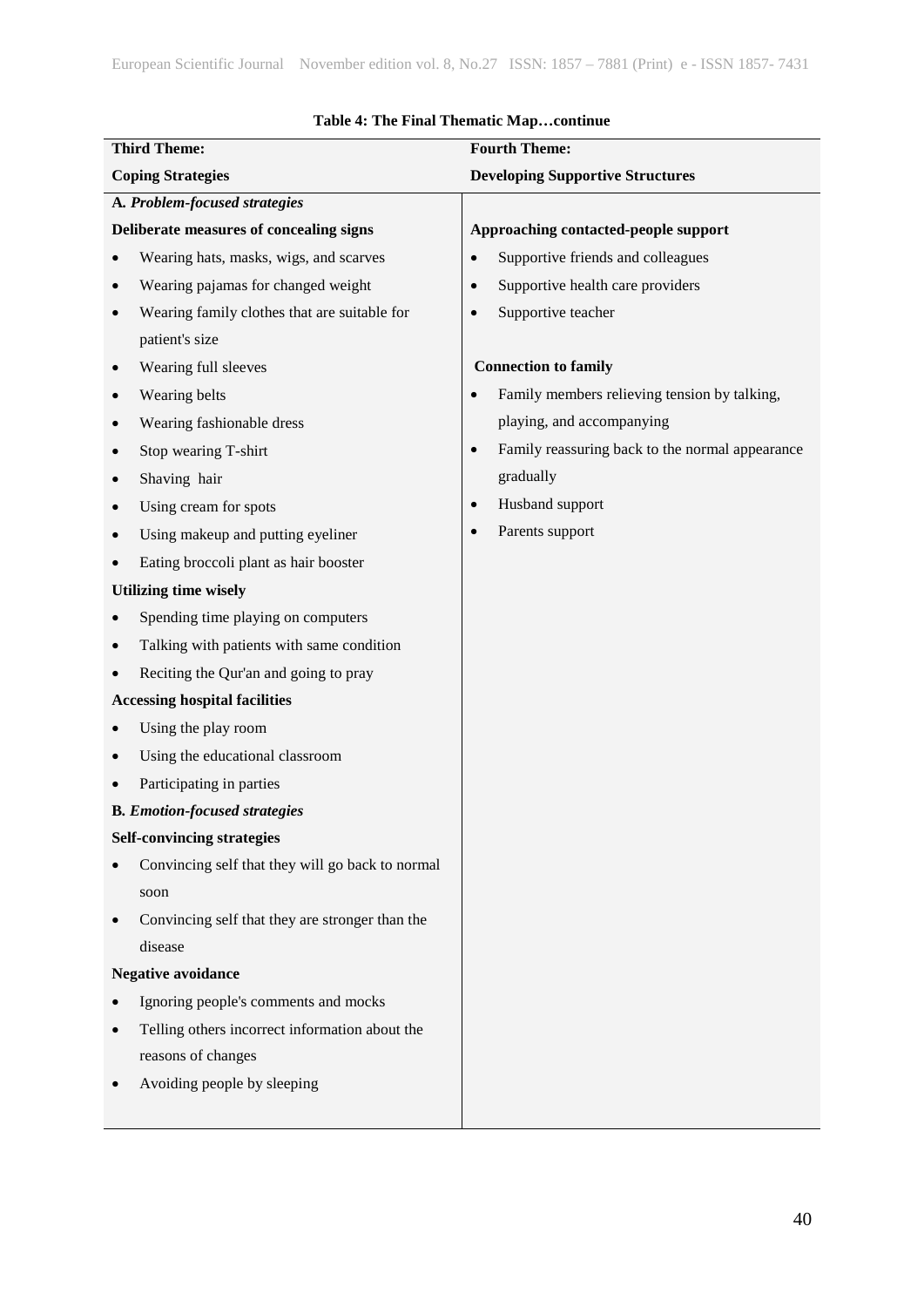**Table 4: The Final Thematic Map…continue**

| Third Theme: Coping Strategies | Fourth Theme: Developing Supportive Structures |
|---|---|
| **A. *Problem-focused strategies*** | |
| **Deliberate measures of concealing signs** | **Approaching contacted-people support** |
| • Wearing hats, masks, wigs, and scarves | • Supportive friends and colleagues |
| • Wearing pajamas for changed weight | • Supportive health care providers |
| • Wearing family clothes that are suitable for patient's size | • Supportive teacher |
| • Wearing full sleeves | **Connection to family** |
| • Wearing belts | • Family members relieving tension by talking, playing, and accompanying |
| • Wearing fashionable dress | |
| • Stop wearing T-shirt | • Family reassuring back to the normal appearance gradually |
| • Shaving hair | |
| • Using cream for spots | • Husband support |
| • Using makeup and putting eyeliner | • Parents support |
| • Eating broccoli plant as hair booster | |
| **Utilizing time wisely** | |
| • Spending time playing on computers | |
| • Talking with patients with same condition | |
| • Reciting the Qur'an and going to pray | |
| **Accessing hospital facilities** | |
| • Using the play room | |
| • Using the educational classroom | |
| • Participating in parties | |
| **B. *Emotion-focused strategies*** | |
| **Self-convincing strategies** | |
| • Convincing self that they will go back to normal soon | |
| • Convincing self that they are stronger than the disease | |
| **Negative avoidance** | |
| • Ignoring people's comments and mocks | |
| • Telling others incorrect information about the reasons of changes | |
| • Avoiding people by sleeping | |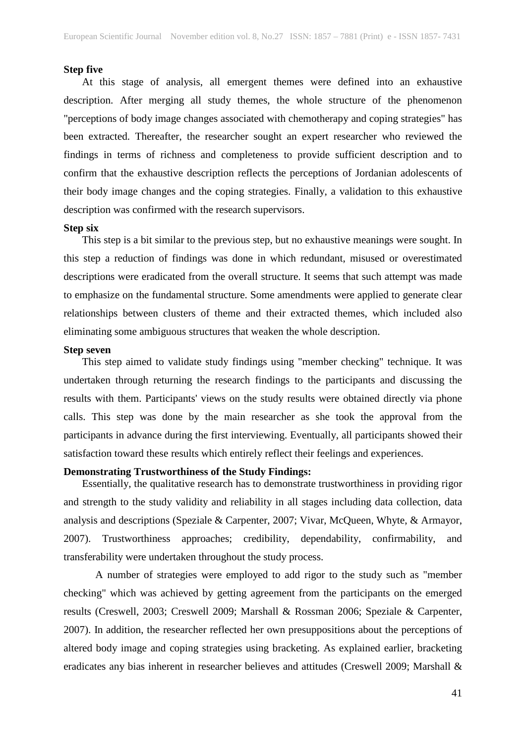**Step five**

At this stage of analysis, all emergent themes were defined into an exhaustive description. After merging all study themes, the whole structure of the phenomenon "perceptions of body image changes associated with chemotherapy and coping strategies" has been extracted. Thereafter, the researcher sought an expert researcher who reviewed the findings in terms of richness and completeness to provide sufficient description and to confirm that the exhaustive description reflects the perceptions of Jordanian adolescents of their body image changes and the coping strategies. Finally, a validation to this exhaustive description was confirmed with the research supervisors.

**Step six**

This step is a bit similar to the previous step, but no exhaustive meanings were sought. In this step a reduction of findings was done in which redundant, misused or overestimated descriptions were eradicated from the overall structure. It seems that such attempt was made to emphasize on the fundamental structure. Some amendments were applied to generate clear relationships between clusters of theme and their extracted themes, which included also eliminating some ambiguous structures that weaken the whole description.

**Step seven**

This step aimed to validate study findings using "member checking" technique. It was undertaken through returning the research findings to the participants and discussing the results with them. Participants' views on the study results were obtained directly via phone calls. This step was done by the main researcher as she took the approval from the participants in advance during the first interviewing. Eventually, all participants showed their satisfaction toward these results which entirely reflect their feelings and experiences.

**Demonstrating Trustworthiness of the Study Findings:**

Essentially, the qualitative research has to demonstrate trustworthiness in providing rigor and strength to the study validity and reliability in all stages including data collection, data analysis and descriptions (Speziale & Carpenter, 2007; Vivar, McQueen, Whyte, & Armayor, 2007). Trustworthiness approaches; credibility, dependability, confirmability, and transferability were undertaken throughout the study process.

A number of strategies were employed to add rigor to the study such as "member checking" which was achieved by getting agreement from the participants on the emerged results (Creswell, 2003; Creswell 2009; Marshall & Rossman 2006; Speziale & Carpenter, 2007). In addition, the researcher reflected her own presuppositions about the perceptions of altered body image and coping strategies using bracketing. As explained earlier, bracketing eradicates any bias inherent in researcher believes and attitudes (Creswell 2009; Marshall &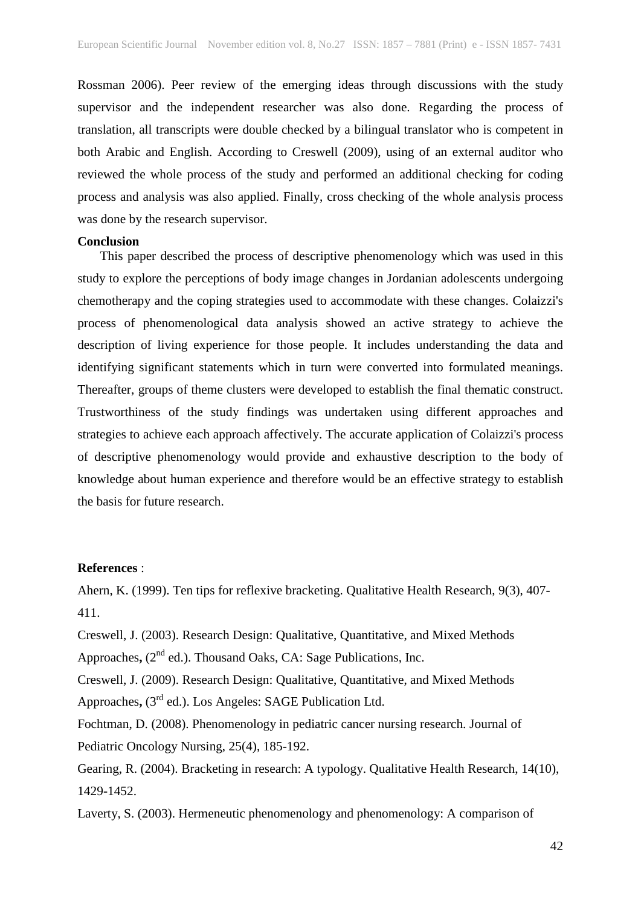Rossman 2006). Peer review of the emerging ideas through discussions with the study supervisor and the independent researcher was also done. Regarding the process of translation, all transcripts were double checked by a bilingual translator who is competent in both Arabic and English. According to Creswell (2009), using of an external auditor who reviewed the whole process of the study and performed an additional checking for coding process and analysis was also applied. Finally, cross checking of the whole analysis process was done by the research supervisor.

**Conclusion**

This paper described the process of descriptive phenomenology which was used in this study to explore the perceptions of body image changes in Jordanian adolescents undergoing chemotherapy and the coping strategies used to accommodate with these changes. Colaizzi's process of phenomenological data analysis showed an active strategy to achieve the description of living experience for those people. It includes understanding the data and identifying significant statements which in turn were converted into formulated meanings. Thereafter, groups of theme clusters were developed to establish the final thematic construct. Trustworthiness of the study findings was undertaken using different approaches and strategies to achieve each approach affectively. The accurate application of Colaizzi's process of descriptive phenomenology would provide and exhaustive description to the body of knowledge about human experience and therefore would be an effective strategy to establish the basis for future research.

**References** :

Ahern, K. (1999). Ten tips for reflexive bracketing. Qualitative Health Research, 9(3), 407-411.

Creswell, J. (2003). Research Design: Qualitative, Quantitative, and Mixed Methods Approaches**,** (2nd ed.). Thousand Oaks, CA: Sage Publications, Inc.

Creswell, J. (2009). Research Design: Qualitative, Quantitative, and Mixed Methods Approaches**,** (3rd ed.). Los Angeles: SAGE Publication Ltd.

Fochtman, D. (2008). Phenomenology in pediatric cancer nursing research. Journal of Pediatric Oncology Nursing, 25(4), 185-192.

Gearing, R. (2004). Bracketing in research: A typology. Qualitative Health Research, 14(10), 1429-1452.

Laverty, S. (2003). Hermeneutic phenomenology and phenomenology: A comparison of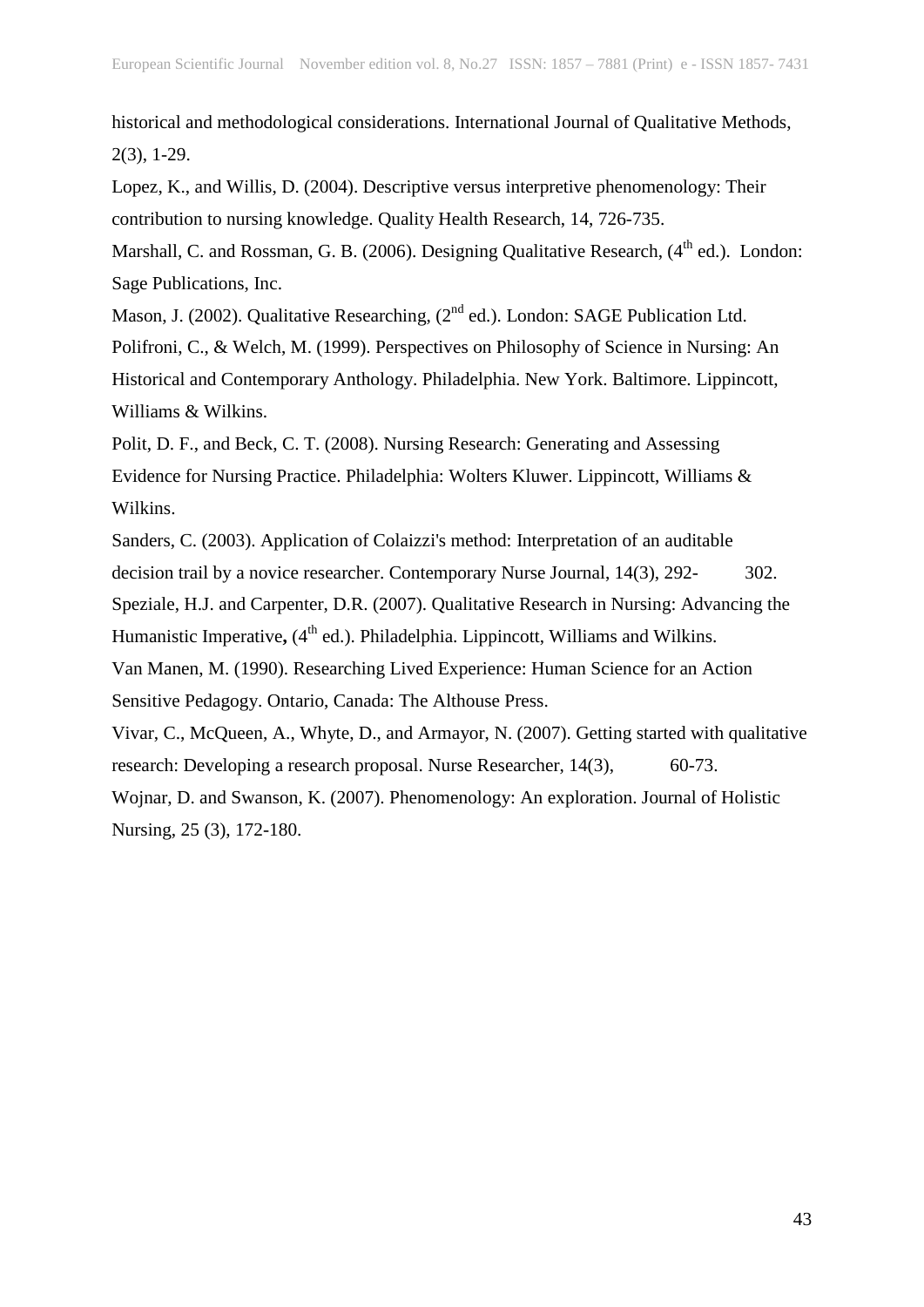historical and methodological considerations. International Journal of Qualitative Methods, 2(3), 1-29.

Lopez, K., and Willis, D. (2004). Descriptive versus interpretive phenomenology: Their contribution to nursing knowledge. Quality Health Research, 14, 726-735.

Marshall, C. and Rossman, G. B. (2006). Designing Qualitative Research, (4th ed.). London: Sage Publications, Inc.

Mason, J. (2002). Qualitative Researching, (2nd ed.). London: SAGE Publication Ltd.

Polifroni, C., & Welch, M. (1999). Perspectives on Philosophy of Science in Nursing: An Historical and Contemporary Anthology. Philadelphia. New York. Baltimore. Lippincott, Williams & Wilkins.

Polit, D. F., and Beck, C. T. (2008). Nursing Research: Generating and Assessing Evidence for Nursing Practice. Philadelphia: Wolters Kluwer. Lippincott, Williams & Wilkins.

Sanders, C. (2003). Application of Colaizzi's method: Interpretation of an auditable decision trail by a novice researcher. Contemporary Nurse Journal, 14(3), 292- 302.

Speziale, H.J. and Carpenter, D.R. (2007). Qualitative Research in Nursing: Advancing the Humanistic Imperative**,** (4th ed.). Philadelphia. Lippincott, Williams and Wilkins.

Van Manen, M. (1990). Researching Lived Experience: Human Science for an Action Sensitive Pedagogy. Ontario, Canada: The Althouse Press.

Vivar, C., McQueen, A., Whyte, D., and Armayor, N. (2007). Getting started with qualitative research: Developing a research proposal. Nurse Researcher, 14(3), 60-73.

Wojnar, D. and Swanson, K. (2007). Phenomenology: An exploration. Journal of Holistic Nursing, 25 (3), 172-180.